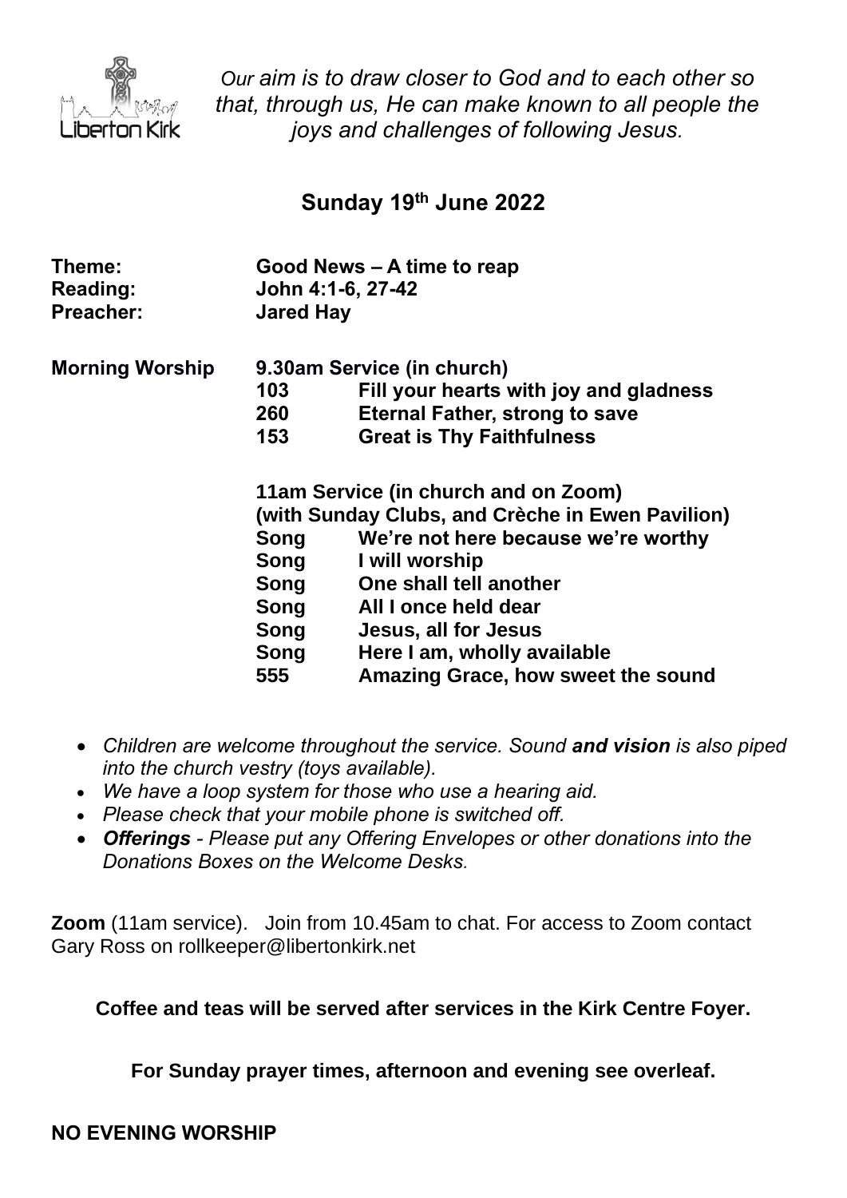Liberton Kirk

*Our aim is to draw closer to God and to each other so that, through us, He can make known to all people the joys and challenges of following Jesus.*

## Sunday 19th June 2022

**Theme:** Good News – A time to reap
**Reading:** John 4:1-6, 27-42
**Preacher:** Jared Hay

**Morning Worship**

**9.30am Service (in church)**

| | |
|---|---|
| **103** | **Fill your hearts with joy and gladness** |
| **260** | **Eternal Father, strong to save** |
| **153** | **Great is Thy Faithfulness** |

**11am Service (in church and on Zoom)**
**(with Sunday Clubs, and Crèche in Ewen Pavilion)**

| | |
|---|---|
| **Song** | **We're not here because we're worthy** |
| **Song** | **I will worship** |
| **Song** | **One shall tell another** |
| **Song** | **All I once held dear** |
| **Song** | **Jesus, all for Jesus** |
| **Song** | **Here I am, wholly available** |
| **555** | **Amazing Grace, how sweet the sound** |

- *Children are welcome throughout the service. Sound **and vision** is also piped into the church vestry (toys available).*
- *We have a loop system for those who use a hearing aid.*
- *Please check that your mobile phone is switched off.*
- ***Offerings** - Please put any Offering Envelopes or other donations into the Donations Boxes on the Welcome Desks.*

**Zoom** (11am service). Join from 10.45am to chat. For access to Zoom contact Gary Ross on rollkeeper@libertonkirk.net

**Coffee and teas will be served after services in the Kirk Centre Foyer.**

**For Sunday prayer times, afternoon and evening see overleaf.**

**NO EVENING WORSHIP**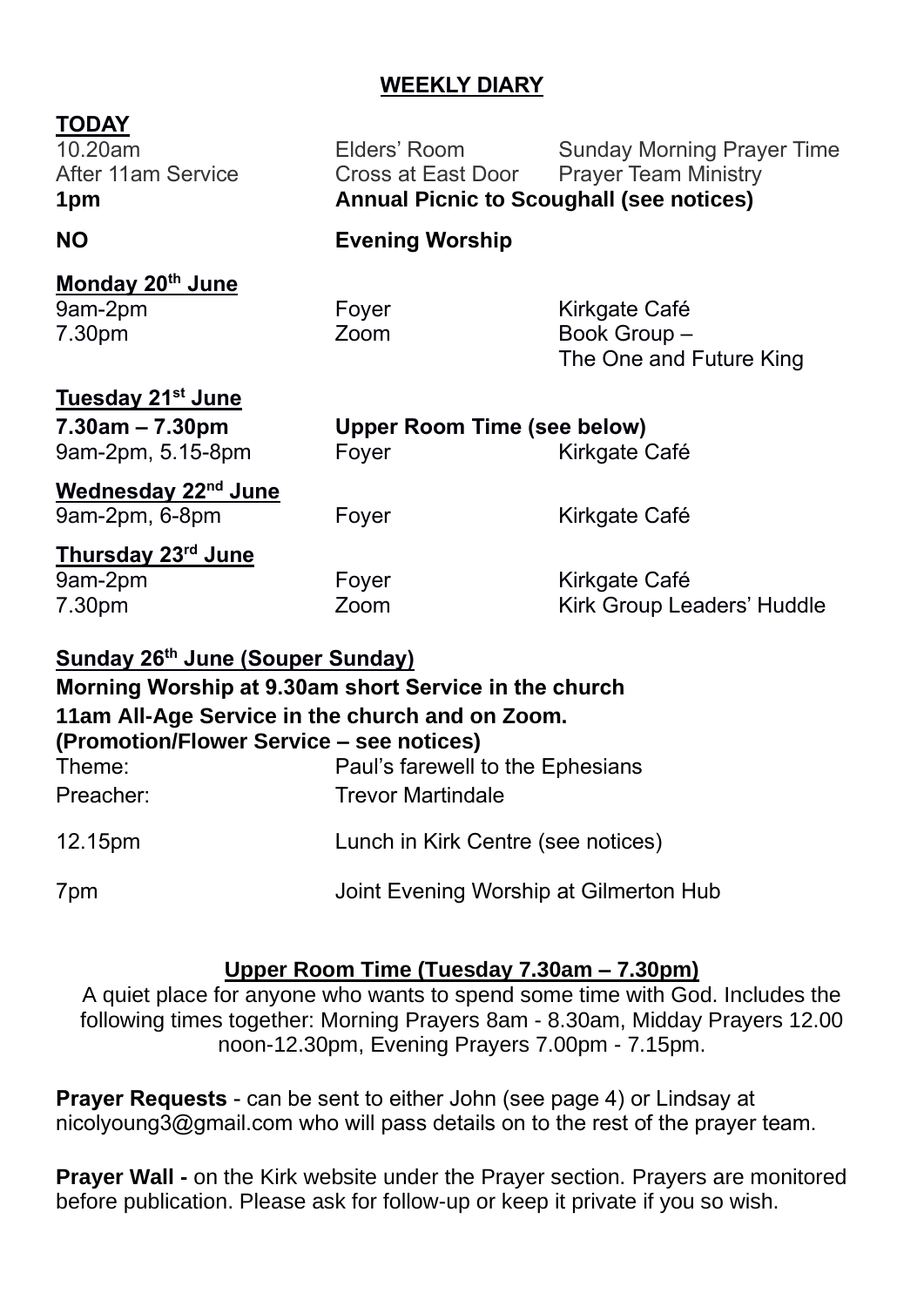## WEEKLY DIARY

**TODAY**

| | | |
|---|---|---|
| 10.20am | Elders' Room | Sunday Morning Prayer Time |
| After 11am Service | Cross at East Door | Prayer Team Ministry |
| **1pm** | **Annual Picnic to Scoughall (see notices)** | |
| **NO** | **Evening Worship** | |

**Monday 20th June**

| | | |
|---|---|---|
| 9am-2pm | Foyer | Kirkgate Café |
| 7.30pm | Zoom | Book Group – The One and Future King |

**Tuesday 21st June**

| | | |
|---|---|---|
| **7.30am – 7.30pm** | **Upper Room Time (see below)** | |
| 9am-2pm, 5.15-8pm | Foyer | Kirkgate Café |

**Wednesday 22nd June**

| | | |
|---|---|---|
| 9am-2pm, 6-8pm | Foyer | Kirkgate Café |

**Thursday 23rd June**

| | | |
|---|---|---|
| 9am-2pm | Foyer | Kirkgate Café |
| 7.30pm | Zoom | Kirk Group Leaders' Huddle |

**Sunday 26th June (Souper Sunday)**

**Morning Worship at 9.30am short Service in the church**
**11am All-Age Service in the church and on Zoom.**
**(Promotion/Flower Service – see notices)**

| | |
|---|---|
| Theme: | Paul's farewell to the Ephesians |
| Preacher: | Trevor Martindale |
| 12.15pm | Lunch in Kirk Centre (see notices) |
| 7pm | Joint Evening Worship at Gilmerton Hub |

### Upper Room Time (Tuesday 7.30am – 7.30pm)

A quiet place for anyone who wants to spend some time with God. Includes the following times together: Morning Prayers 8am - 8.30am, Midday Prayers 12.00 noon-12.30pm, Evening Prayers 7.00pm - 7.15pm.

**Prayer Requests** - can be sent to either John (see page 4) or Lindsay at nicolyoung3@gmail.com who will pass details on to the rest of the prayer team.

**Prayer Wall -** on the Kirk website under the Prayer section. Prayers are monitored before publication. Please ask for follow-up or keep it private if you so wish.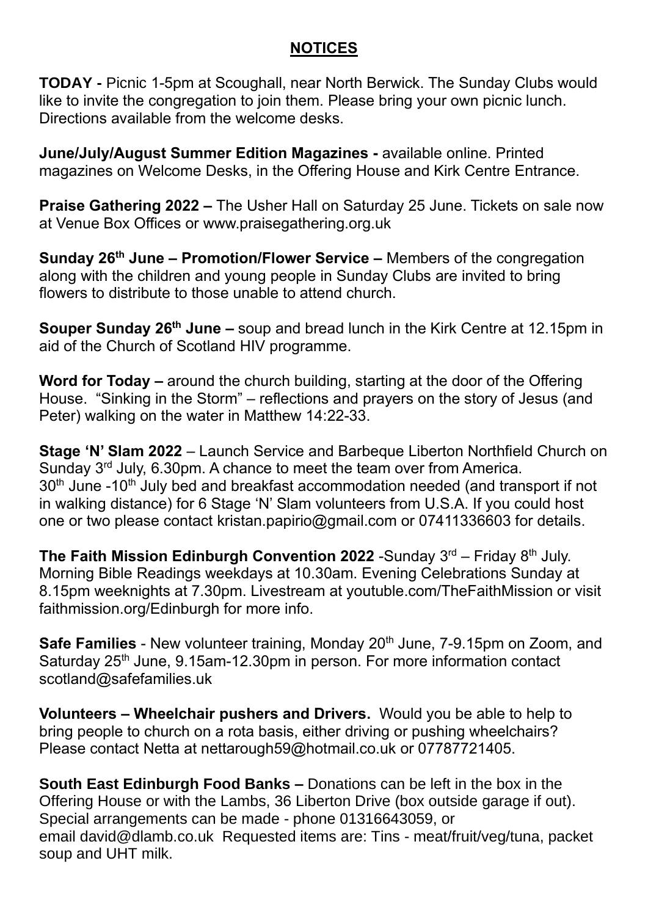## NOTICES

**TODAY -** Picnic 1-5pm at Scoughall, near North Berwick. The Sunday Clubs would like to invite the congregation to join them. Please bring your own picnic lunch. Directions available from the welcome desks.

**June/July/August Summer Edition Magazines -** available online. Printed magazines on Welcome Desks, in the Offering House and Kirk Centre Entrance.

**Praise Gathering 2022 –** The Usher Hall on Saturday 25 June. Tickets on sale now at Venue Box Offices or www.praisegathering.org.uk

**Sunday 26th June – Promotion/Flower Service –** Members of the congregation along with the children and young people in Sunday Clubs are invited to bring flowers to distribute to those unable to attend church.

**Souper Sunday 26th June –** soup and bread lunch in the Kirk Centre at 12.15pm in aid of the Church of Scotland HIV programme.

**Word for Today –** around the church building, starting at the door of the Offering House. "Sinking in the Storm" – reflections and prayers on the story of Jesus (and Peter) walking on the water in Matthew 14:22-33.

**Stage 'N' Slam 2022** – Launch Service and Barbeque Liberton Northfield Church on Sunday 3rd July, 6.30pm. A chance to meet the team over from America. 30th June -10th July bed and breakfast accommodation needed (and transport if not in walking distance) for 6 Stage 'N' Slam volunteers from U.S.A. If you could host one or two please contact kristan.papirio@gmail.com or 07411336603 for details.

**The Faith Mission Edinburgh Convention 2022** -Sunday 3rd – Friday 8th July. Morning Bible Readings weekdays at 10.30am. Evening Celebrations Sunday at 8.15pm weeknights at 7.30pm. Livestream at youtube.com/TheFaithMission or visit faithmission.org/Edinburgh for more info.

**Safe Families** - New volunteer training, Monday 20th June, 7-9.15pm on Zoom, and Saturday 25th June, 9.15am-12.30pm in person. For more information contact scotland@safefamilies.uk

**Volunteers – Wheelchair pushers and Drivers.** Would you be able to help to bring people to church on a rota basis, either driving or pushing wheelchairs? Please contact Netta at nettarough59@hotmail.co.uk or 07787721405.

**South East Edinburgh Food Banks –** Donations can be left in the box in the Offering House or with the Lambs, 36 Liberton Drive (box outside garage if out). Special arrangements can be made - phone 01316643059, or email david@dlamb.co.uk Requested items are: Tins - meat/fruit/veg/tuna, packet soup and UHT milk.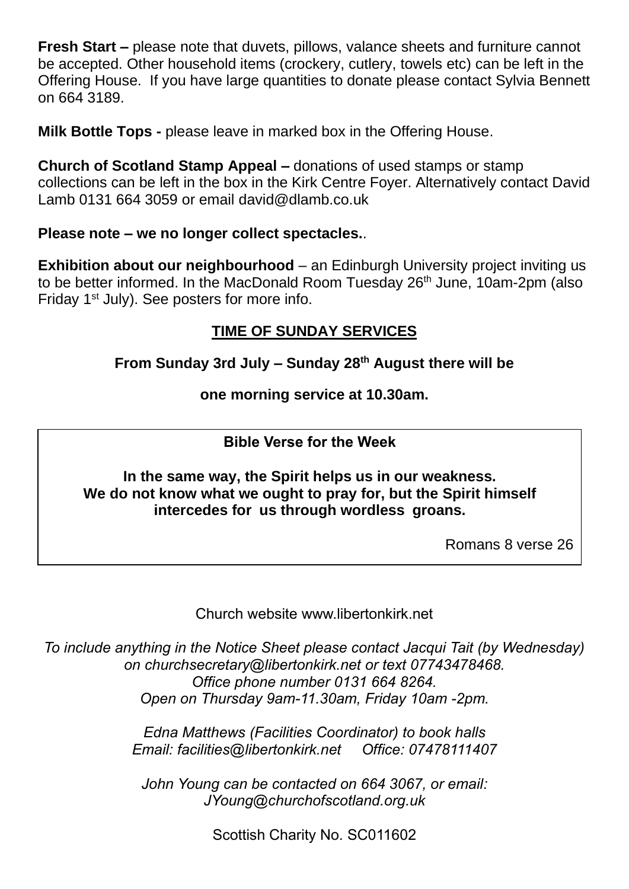**Fresh Start –** please note that duvets, pillows, valance sheets and furniture cannot be accepted. Other household items (crockery, cutlery, towels etc) can be left in the Offering House. If you have large quantities to donate please contact Sylvia Bennett on 664 3189.

**Milk Bottle Tops -** please leave in marked box in the Offering House.

**Church of Scotland Stamp Appeal –** donations of used stamps or stamp collections can be left in the box in the Kirk Centre Foyer. Alternatively contact David Lamb 0131 664 3059 or email david@dlamb.co.uk

**Please note – we no longer collect spectacles.**.

**Exhibition about our neighbourhood** – an Edinburgh University project inviting us to be better informed. In the MacDonald Room Tuesday 26th June, 10am-2pm (also Friday 1st July). See posters for more info.

## TIME OF SUNDAY SERVICES

**From Sunday 3rd July – Sunday 28th August there will be**

**one morning service at 10.30am.**

**Bible Verse for the Week**

**In the same way, the Spirit helps us in our weakness.
We do not know what we ought to pray for, but the Spirit himself intercedes for us through wordless groans.**

Romans 8 verse 26

Church website www.libertonkirk.net

*To include anything in the Notice Sheet please contact Jacqui Tait (by Wednesday) on churchsecretary@libertonkirk.net or text 07743478468.*
*Office phone number 0131 664 8264.*
*Open on Thursday 9am-11.30am, Friday 10am -2pm.*

*Edna Matthews (Facilities Coordinator) to book halls*
*Email: facilities@libertonkirk.net Office: 07478111407*

*John Young can be contacted on 664 3067, or email: JYoung@churchofscotland.org.uk*

Scottish Charity No. SC011602